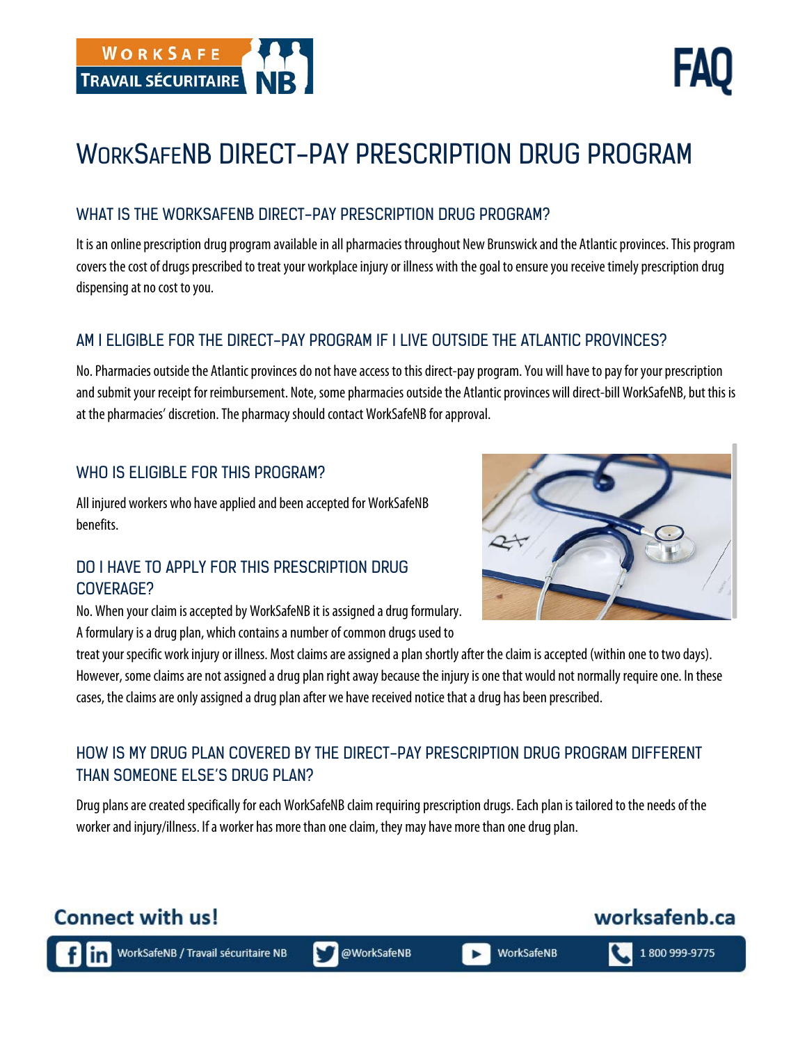# WorkSafeNB Direct-Pay Prescription Drug Program

## WHAT IS THE WORKSAFENB DIRECT-PAY PRESCRIPTION DRUG PROGRAM?

It is an online prescription drug program available in all pharmacies throughout New Brunswick and the Atlantic provinces. This program covers the cost of drugs prescribed to treat your workplace injury or illness with the goal to ensure you receive timely prescription drug dispensing at no cost to you.

## AM I ELIGIBLE FOR THE DIRECT-PAY PROGRAM IF I LIVE OUTSIDE THE ATLANTIC PROVINCES?

No. Pharmacies outside the Atlantic provinces do not have access to this direct-pay program. You will have to pay for your prescription and submit your receipt for reimbursement. Note, some pharmacies outside the Atlantic provinces will direct-bill WorkSafeNB, but this is at the pharmacies' discretion. The pharmacy should contact WorkSafeNB for approval.

## WHO IS ELIGIBLE FOR THIS PROGRAM?

All injured workers who have applied and been accepted for WorkSafeNB benefits.

## DO I HAVE TO APPLY FOR THIS PRESCRIPTION DRUG COVERAGE?

No. When your claim is accepted by WorkSafeNB it is assigned a drug formulary. A formulary is a drug plan, which contains a number of common drugs used to treat your specific work injury or illness. Most claims are assigned a plan shortly after the claim is accepted (within one to two days). However, some claims are not assigned a drug plan right away because the injury is one that would not normally require one. In these cases, the claims are only assigned a drug plan after we have received notice that a drug has been prescribed.

## HOW IS MY DRUG PLAN COVERED BY THE DIRECT-PAY PRESCRIPTION DRUG PROGRAM DIFFERENT THAN SOMEONE ELSE'S DRUG PLAN?

Drug plans are created specifically for each WorkSafeNB claim requiring prescription drugs. Each plan is tailored to the needs of the worker and injury/illness. If a worker has more than one claim, they may have more than one drug plan.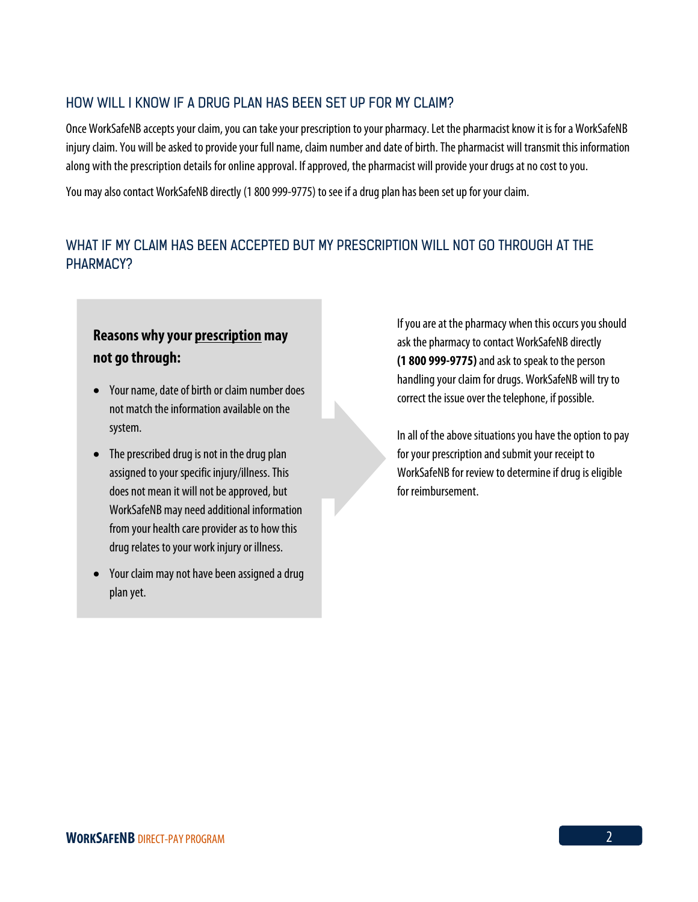## HOW WILL I KNOW IF A DRUG PLAN HAS BEEN SET UP FOR MY CLAIM?

Once WorkSafeNB accepts your claim, you can take your prescription to your pharmacy. Let the pharmacist know it is for a WorkSafeNB injury claim. You will be asked to provide your full name, claim number and date of birth. The pharmacist will transmit this information along with the prescription details for online approval. If approved, the pharmacist will provide your drugs at no cost to you.

You may also contact WorkSafeNB directly (1 800 999-9775) to see if a drug plan has been set up for your claim.

## WHAT IF MY CLAIM HAS BEEN ACCEPTED BUT MY PRESCRIPTION WILL NOT GO THROUGH AT THE PHARMACY?

**Reasons why your <u>prescription</u> may not go through:**

- Your name, date of birth or claim number does not match the information available on the system.
- The prescribed drug is not in the drug plan assigned to your specific injury/illness. This does not mean it will not be approved, but WorkSafeNB may need additional information from your health care provider as to how this drug relates to your work injury or illness.
- Your claim may not have been assigned a drug plan yet.

If you are at the pharmacy when this occurs you should ask the pharmacy to contact WorkSafeNB directly **(1 800 999-9775)** and ask to speak to the person handling your claim for drugs. WorkSafeNB will try to correct the issue over the telephone, if possible.

In all of the above situations you have the option to pay for your prescription and submit your receipt to WorkSafeNB for review to determine if drug is eligible for reimbursement.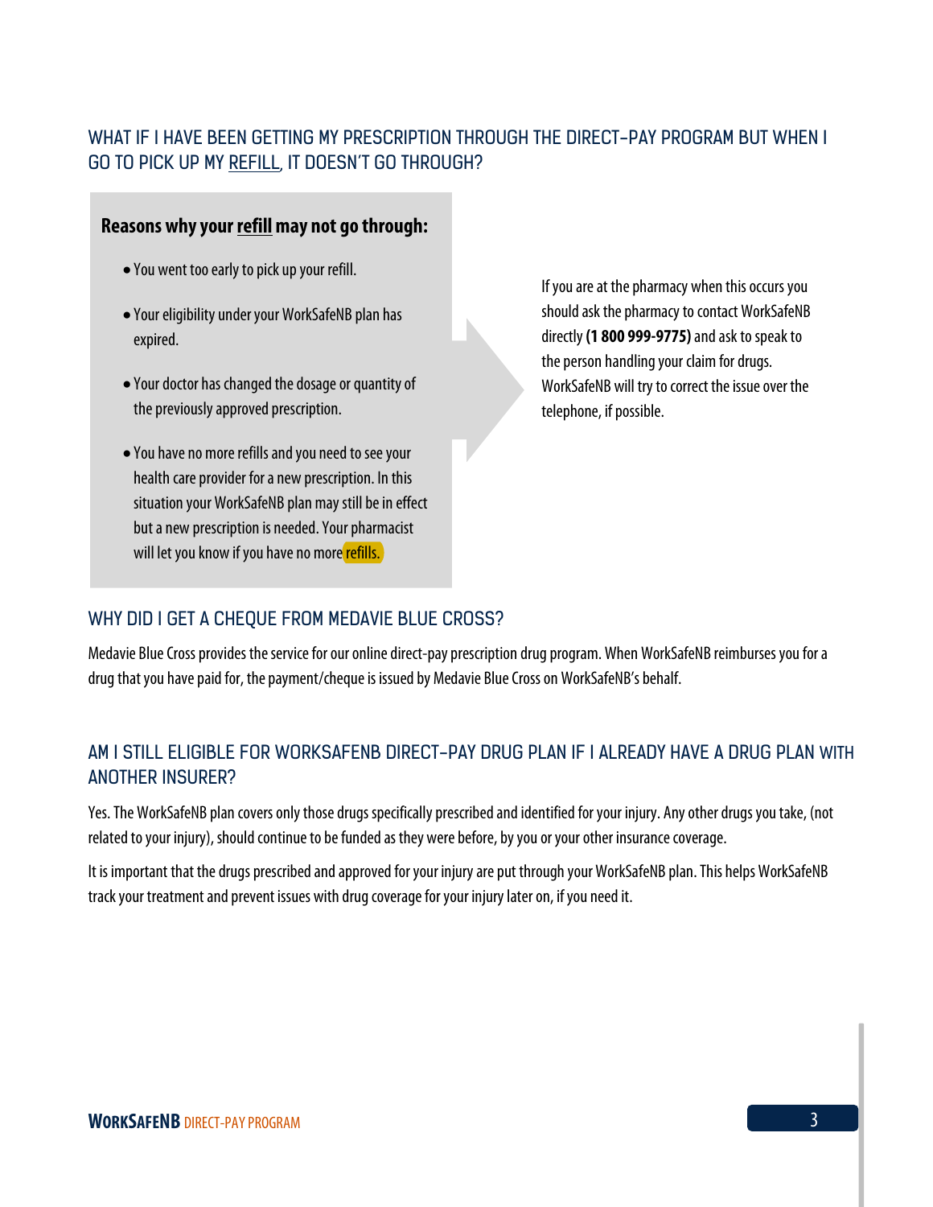## WHAT IF I HAVE BEEN GETTING MY PRESCRIPTION THROUGH THE DIRECT-PAY PROGRAM BUT WHEN I GO TO PICK UP MY REFILL, IT DOESN'T GO THROUGH?

**Reasons why your refill may not go through:**

- You went too early to pick up your refill.
- Your eligibility under your WorkSafeNB plan has expired.
- Your doctor has changed the dosage or quantity of the previously approved prescription.
- You have no more refills and you need to see your health care provider for a new prescription. In this situation your WorkSafeNB plan may still be in effect but a new prescription is needed. Your pharmacist will let you know if you have no more refills.

If you are at the pharmacy when this occurs you should ask the pharmacy to contact WorkSafeNB directly **(1 800 999-9775)** and ask to speak to the person handling your claim for drugs. WorkSafeNB will try to correct the issue over the telephone, if possible.

## WHY DID I GET A CHEQUE FROM MEDAVIE BLUE CROSS?

Medavie Blue Cross provides the service for our online direct-pay prescription drug program. When WorkSafeNB reimburses you for a drug that you have paid for, the payment/cheque is issued by Medavie Blue Cross on WorkSafeNB's behalf.

## AM I STILL ELIGIBLE FOR WORKSAFENB DIRECT-PAY DRUG PLAN IF I ALREADY HAVE A DRUG PLAN WITH ANOTHER INSURER?

Yes. The WorkSafeNB plan covers only those drugs specifically prescribed and identified for your injury. Any other drugs you take, (not related to your injury), should continue to be funded as they were before, by you or your other insurance coverage.

It is important that the drugs prescribed and approved for your injury are put through your WorkSafeNB plan. This helps WorkSafeNB track your treatment and prevent issues with drug coverage for your injury later on, if you need it.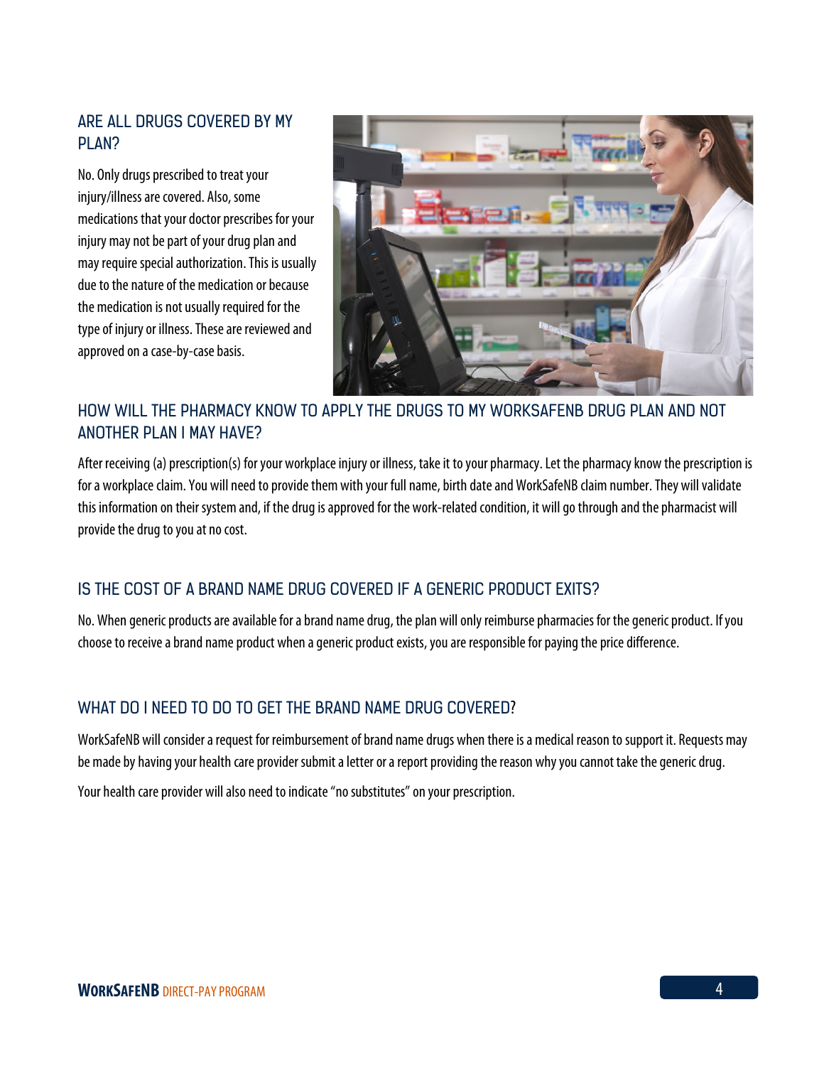## ARE ALL DRUGS COVERED BY MY PLAN?

No. Only drugs prescribed to treat your injury/illness are covered. Also, some medications that your doctor prescribes for your injury may not be part of your drug plan and may require special authorization. This is usually due to the nature of the medication or because the medication is not usually required for the type of injury or illness. These are reviewed and approved on a case-by-case basis.

## HOW WILL THE PHARMACY KNOW TO APPLY THE DRUGS TO MY WORKSAFENB DRUG PLAN AND NOT ANOTHER PLAN I MAY HAVE?

After receiving (a) prescription(s) for your workplace injury or illness, take it to your pharmacy. Let the pharmacy know the prescription is for a workplace claim. You will need to provide them with your full name, birth date and WorkSafeNB claim number. They will validate this information on their system and, if the drug is approved for the work-related condition, it will go through and the pharmacist will provide the drug to you at no cost.

## IS THE COST OF A BRAND NAME DRUG COVERED IF A GENERIC PRODUCT EXITS?

No. When generic products are available for a brand name drug, the plan will only reimburse pharmacies for the generic product. If you choose to receive a brand name product when a generic product exists, you are responsible for paying the price difference.

## WHAT DO I NEED TO DO TO GET THE BRAND NAME DRUG COVERED?

WorkSafeNB will consider a request for reimbursement of brand name drugs when there is a medical reason to support it. Requests may be made by having your health care provider submit a letter or a report providing the reason why you cannot take the generic drug.

Your health care provider will also need to indicate "no substitutes" on your prescription.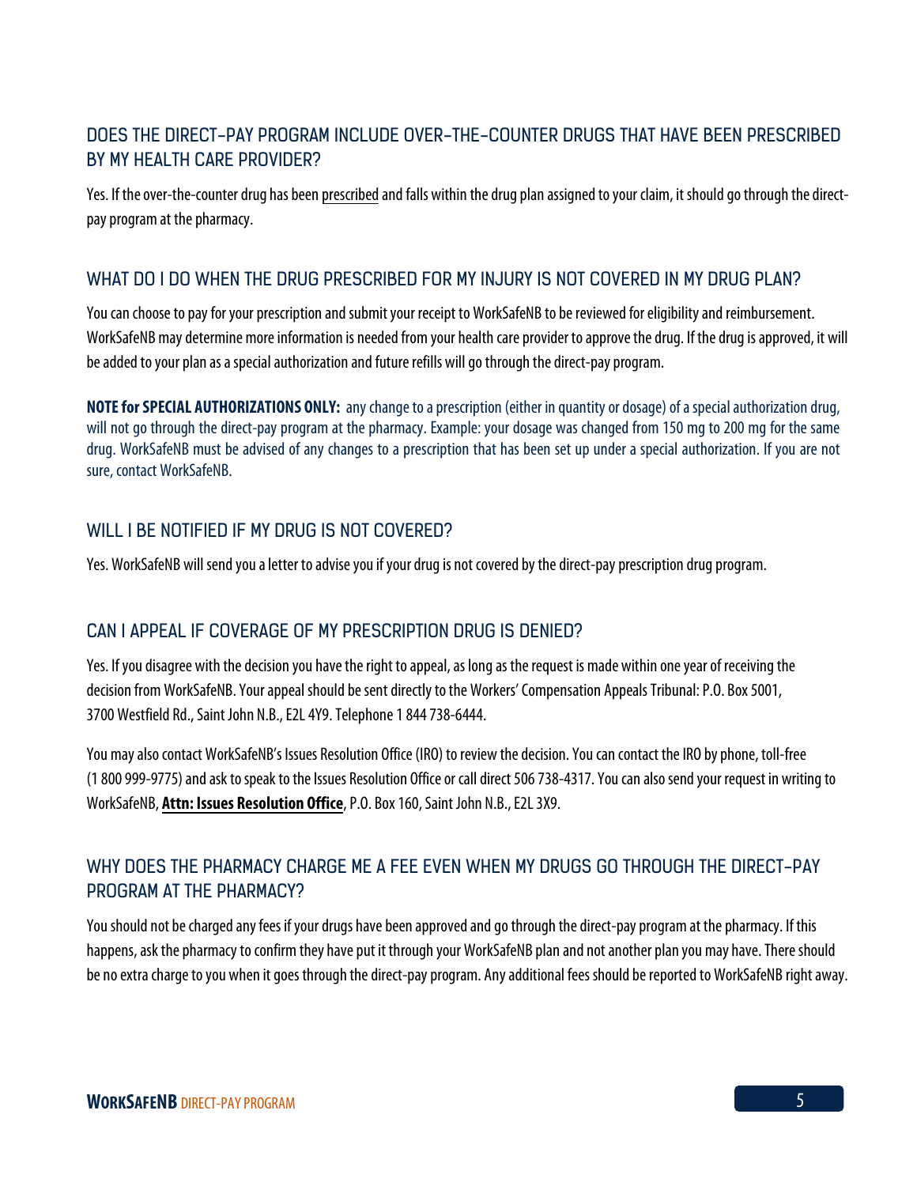## DOES THE DIRECT-PAY PROGRAM INCLUDE OVER-THE-COUNTER DRUGS THAT HAVE BEEN PRESCRIBED BY MY HEALTH CARE PROVIDER?

Yes. If the over-the-counter drug has been prescribed and falls within the drug plan assigned to your claim, it should go through the direct-pay program at the pharmacy.

## WHAT DO I DO WHEN THE DRUG PRESCRIBED FOR MY INJURY IS NOT COVERED IN MY DRUG PLAN?

You can choose to pay for your prescription and submit your receipt to WorkSafeNB to be reviewed for eligibility and reimbursement. WorkSafeNB may determine more information is needed from your health care provider to approve the drug. If the drug is approved, it will be added to your plan as a special authorization and future refills will go through the direct-pay program.

**NOTE for SPECIAL AUTHORIZATIONS ONLY:** any change to a prescription (either in quantity or dosage) of a special authorization drug, will not go through the direct-pay program at the pharmacy. Example: your dosage was changed from 150 mg to 200 mg for the same drug. WorkSafeNB must be advised of any changes to a prescription that has been set up under a special authorization. If you are not sure, contact WorkSafeNB.

## WILL I BE NOTIFIED IF MY DRUG IS NOT COVERED?

Yes. WorkSafeNB will send you a letter to advise you if your drug is not covered by the direct-pay prescription drug program.

## CAN I APPEAL IF COVERAGE OF MY PRESCRIPTION DRUG IS DENIED?

Yes. If you disagree with the decision you have the right to appeal, as long as the request is made within one year of receiving the decision from WorkSafeNB. Your appeal should be sent directly to the Workers' Compensation Appeals Tribunal: P.O. Box 5001, 3700 Westfield Rd., Saint John N.B., E2L 4Y9. Telephone 1 844 738-6444.

You may also contact WorkSafeNB's Issues Resolution Office (IRO) to review the decision. You can contact the IRO by phone, toll-free (1 800 999-9775) and ask to speak to the Issues Resolution Office or call direct 506 738-4317. You can also send your request in writing to WorkSafeNB, **Attn: Issues Resolution Office**, P.O. Box 160, Saint John N.B., E2L 3X9.

## WHY DOES THE PHARMACY CHARGE ME A FEE EVEN WHEN MY DRUGS GO THROUGH THE DIRECT-PAY PROGRAM AT THE PHARMACY?

You should not be charged any fees if your drugs have been approved and go through the direct-pay program at the pharmacy. If this happens, ask the pharmacy to confirm they have put it through your WorkSafeNB plan and not another plan you may have. There should be no extra charge to you when it goes through the direct-pay program. Any additional fees should be reported to WorkSafeNB right away.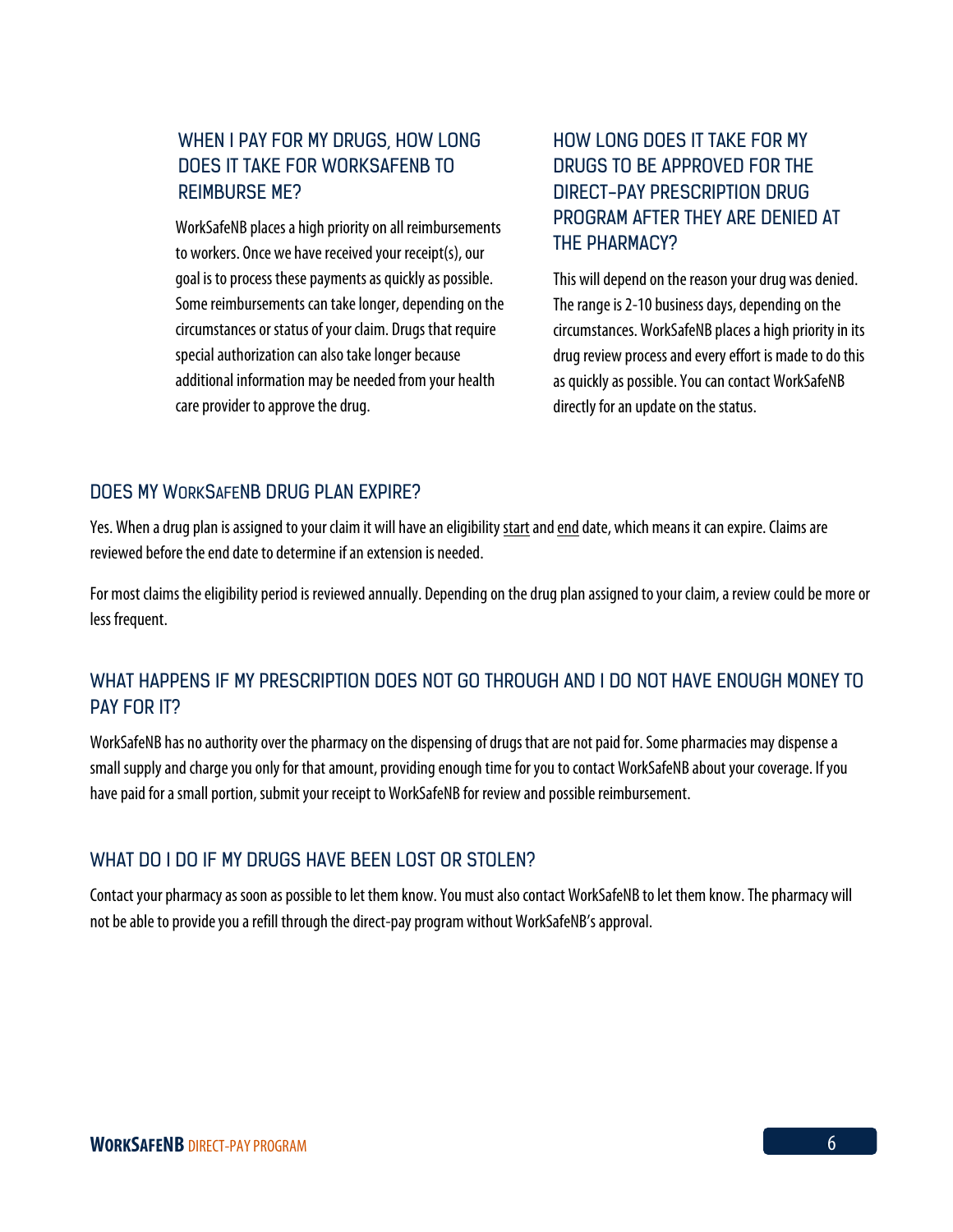## When I pay for my drugs, how long does it take for WorkSafeNB to reimburse me?

WorkSafeNB places a high priority on all reimbursements to workers. Once we have received your receipt(s), our goal is to process these payments as quickly as possible. Some reimbursements can take longer, depending on the circumstances or status of your claim. Drugs that require special authorization can also take longer because additional information may be needed from your health care provider to approve the drug.

## How long does it take for my drugs to be approved for the direct-pay prescription drug program after they are denied at the pharmacy?

This will depend on the reason your drug was denied. The range is 2-10 business days, depending on the circumstances. WorkSafeNB places a high priority in its drug review process and every effort is made to do this as quickly as possible. You can contact WorkSafeNB directly for an update on the status.

## Does my WorkSafeNB drug plan expire?

Yes. When a drug plan is assigned to your claim it will have an eligibility start and end date, which means it can expire. Claims are reviewed before the end date to determine if an extension is needed.

For most claims the eligibility period is reviewed annually. Depending on the drug plan assigned to your claim, a review could be more or less frequent.

## What happens if my prescription does not go through and I do not have enough money to pay for it?

WorkSafeNB has no authority over the pharmacy on the dispensing of drugs that are not paid for. Some pharmacies may dispense a small supply and charge you only for that amount, providing enough time for you to contact WorkSafeNB about your coverage. If you have paid for a small portion, submit your receipt to WorkSafeNB for review and possible reimbursement.

## What do I do if my drugs have been lost or stolen?

Contact your pharmacy as soon as possible to let them know. You must also contact WorkSafeNB to let them know. The pharmacy will not be able to provide you a refill through the direct-pay program without WorkSafeNB's approval.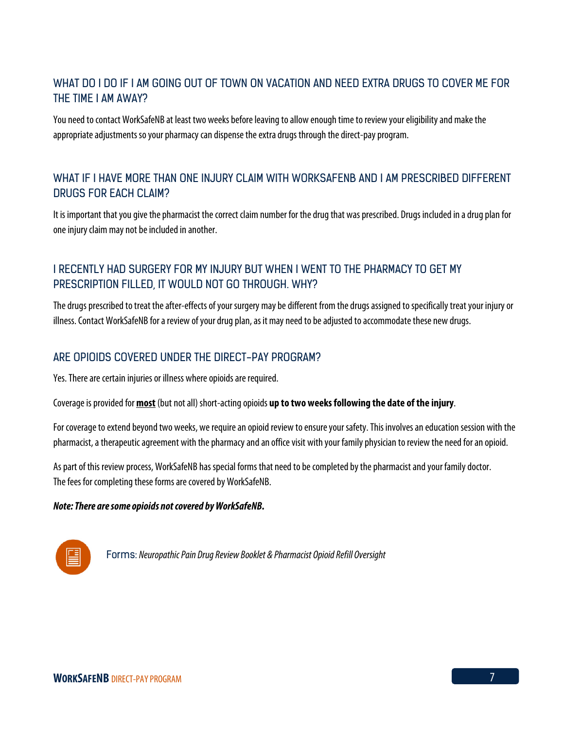## WHAT DO I DO IF I AM GOING OUT OF TOWN ON VACATION AND NEED EXTRA DRUGS TO COVER ME FOR THE TIME I AM AWAY?

You need to contact WorkSafeNB at least two weeks before leaving to allow enough time to review your eligibility and make the appropriate adjustments so your pharmacy can dispense the extra drugs through the direct-pay program.

## WHAT IF I HAVE MORE THAN ONE INJURY CLAIM WITH WORKSAFENB AND I AM PRESCRIBED DIFFERENT DRUGS FOR EACH CLAIM?

It is important that you give the pharmacist the correct claim number for the drug that was prescribed. Drugs included in a drug plan for one injury claim may not be included in another.

## I RECENTLY HAD SURGERY FOR MY INJURY BUT WHEN I WENT TO THE PHARMACY TO GET MY PRESCRIPTION FILLED, IT WOULD NOT GO THROUGH. WHY?

The drugs prescribed to treat the after-effects of your surgery may be different from the drugs assigned to specifically treat your injury or illness. Contact WorkSafeNB for a review of your drug plan, as it may need to be adjusted to accommodate these new drugs.

## ARE OPIOIDS COVERED UNDER THE DIRECT-PAY PROGRAM?

Yes. There are certain injuries or illness where opioids are required.

Coverage is provided for **most** (but not all) short-acting opioids **up to two weeks following the date of the injury**.

For coverage to extend beyond two weeks, we require an opioid review to ensure your safety. This involves an education session with the pharmacist, a therapeutic agreement with the pharmacy and an office visit with your family physician to review the need for an opioid.

As part of this review process, WorkSafeNB has special forms that need to be completed by the pharmacist and your family doctor. The fees for completing these forms are covered by WorkSafeNB.

***Note: There are some opioids not covered by WorkSafeNB.***

Forms: *Neuropathic Pain Drug Review Booklet & Pharmacist Opioid Refill Oversight*